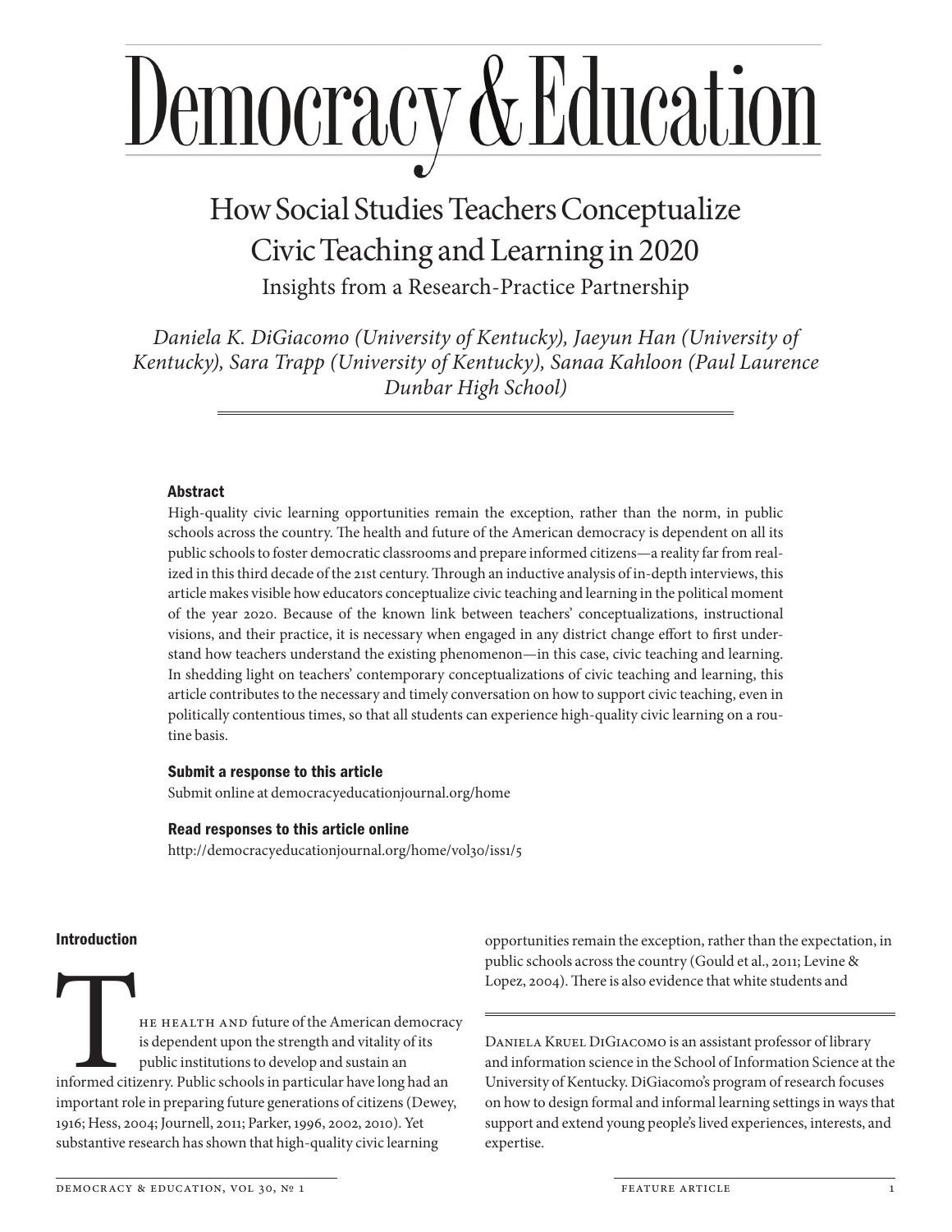# Democracy & Education

## How Social Studies Teachers Conceptualize Civic Teaching and Learning in 2020

### Insights from a Research-Practice Partnership

*Daniela K. DiGiacomo (University of Kentucky), Jaeyun Han (University of Kentucky), Sara Trapp (University of Kentucky), Sanaa Kahloon (Paul Laurence Dunbar High School)*

#### Abstract

High-quality civic learning opportunities remain the exception, rather than the norm, in public schools across the country. The health and future of the American democracy is dependent on all its public schools to foster democratic classrooms and prepare informed citizens—a reality far from realized in this third decade of the 21st century. Through an inductive analysis of in-depth interviews, this article makes visible how educators conceptualize civic teaching and learning in the political moment of the year 2020. Because of the known link between teachers' conceptualizations, instructional visions, and their practice, it is necessary when engaged in any district change effort to first understand how teachers understand the existing phenomenon—in this case, civic teaching and learning. In shedding light on teachers' contemporary conceptualizations of civic teaching and learning, this article contributes to the necessary and timely conversation on how to support civic teaching, even in politically contentious times, so that all students can experience high-quality civic learning on a routine basis.

#### Submit a response to this article

Submit online at democracyeducationjournal.org/home

#### Read responses to this article online

http://democracyeducationjournal.org/home/vol30/iss1/5

## Introduction

The health and future of the American democracy is dependent upon the strength and vitality of its public institutions to develop and sustain an informed citizenry. Public schools in particular have long had an important role in preparing future generations of citizens (Dewey, 1916; Hess, 2004; Journell, 2011; Parker, 1996, 2002, 2010). Yet substantive research has shown that high-quality civic learning opportunities remain the exception, rather than the expectation, in public schools across the country (Gould et al., 2011; Levine & Lopez, 2004). There is also evidence that white students and

Daniela Kruel DiGiacomo is an assistant professor of library and information science in the School of Information Science at the University of Kentucky. DiGiacomo's program of research focuses on how to design formal and informal learning settings in ways that support and extend young people's lived experiences, interests, and expertise.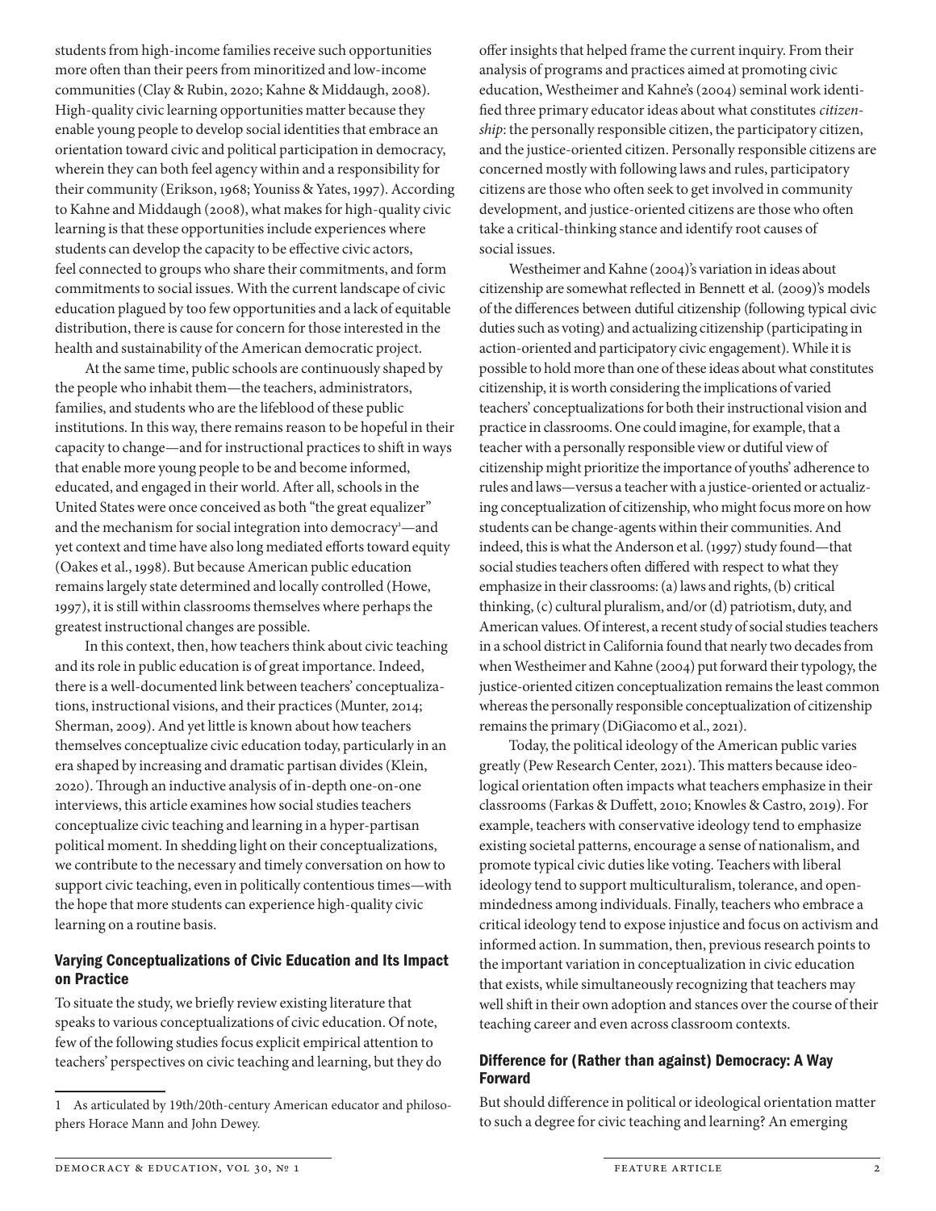students from high-income families receive such opportunities more often than their peers from minoritized and low-income communities (Clay & Rubin, 2020; Kahne & Middaugh, 2008). High-quality civic learning opportunities matter because they enable young people to develop social identities that embrace an orientation toward civic and political participation in democracy, wherein they can both feel agency within and a responsibility for their community (Erikson, 1968; Youniss & Yates, 1997). According to Kahne and Middaugh (2008), what makes for high-quality civic learning is that these opportunities include experiences where students can develop the capacity to be effective civic actors, feel connected to groups who share their commitments, and form commitments to social issues. With the current landscape of civic education plagued by too few opportunities and a lack of equitable distribution, there is cause for concern for those interested in the health and sustainability of the American democratic project.

At the same time, public schools are continuously shaped by the people who inhabit them—the teachers, administrators, families, and students who are the lifeblood of these public institutions. In this way, there remains reason to be hopeful in their capacity to change—and for instructional practices to shift in ways that enable more young people to be and become informed, educated, and engaged in their world. After all, schools in the United States were once conceived as both "the great equalizer" and the mechanism for social integration into democracy[1]—and yet context and time have also long mediated efforts toward equity (Oakes et al., 1998). But because American public education remains largely state determined and locally controlled (Howe, 1997), it is still within classrooms themselves where perhaps the greatest instructional changes are possible.

In this context, then, how teachers think about civic teaching and its role in public education is of great importance. Indeed, there is a well-documented link between teachers' conceptualizations, instructional visions, and their practices (Munter, 2014; Sherman, 2009). And yet little is known about how teachers themselves conceptualize civic education today, particularly in an era shaped by increasing and dramatic partisan divides (Klein, 2020). Through an inductive analysis of in-depth one-on-one interviews, this article examines how social studies teachers conceptualize civic teaching and learning in a hyper-partisan political moment. In shedding light on their conceptualizations, we contribute to the necessary and timely conversation on how to support civic teaching, even in politically contentious times—with the hope that more students can experience high-quality civic learning on a routine basis.

## Varying Conceptualizations of Civic Education and Its Impact on Practice

To situate the study, we briefly review existing literature that speaks to various conceptualizations of civic education. Of note, few of the following studies focus explicit empirical attention to teachers' perspectives on civic teaching and learning, but they do offer insights that helped frame the current inquiry. From their analysis of programs and practices aimed at promoting civic education, Westheimer and Kahne's (2004) seminal work identified three primary educator ideas about what constitutes *citizenship*: the personally responsible citizen, the participatory citizen, and the justice-oriented citizen. Personally responsible citizens are concerned mostly with following laws and rules, participatory citizens are those who often seek to get involved in community development, and justice-oriented citizens are those who often take a critical-thinking stance and identify root causes of social issues.

Westheimer and Kahne (2004)'s variation in ideas about citizenship are somewhat reflected in Bennett et al. (2009)'s models of the differences between dutiful citizenship (following typical civic duties such as voting) and actualizing citizenship (participating in action-oriented and participatory civic engagement). While it is possible to hold more than one of these ideas about what constitutes citizenship, it is worth considering the implications of varied teachers' conceptualizations for both their instructional vision and practice in classrooms. One could imagine, for example, that a teacher with a personally responsible view or dutiful view of citizenship might prioritize the importance of youths' adherence to rules and laws—versus a teacher with a justice-oriented or actualizing conceptualization of citizenship, who might focus more on how students can be change-agents within their communities. And indeed, this is what the Anderson et al. (1997) study found—that social studies teachers often differed with respect to what they emphasize in their classrooms: (a) laws and rights, (b) critical thinking, (c) cultural pluralism, and/or (d) patriotism, duty, and American values. Of interest, a recent study of social studies teachers in a school district in California found that nearly two decades from when Westheimer and Kahne (2004) put forward their typology, the justice-oriented citizen conceptualization remains the least common whereas the personally responsible conceptualization of citizenship remains the primary (DiGiacomo et al., 2021).

Today, the political ideology of the American public varies greatly (Pew Research Center, 2021). This matters because ideological orientation often impacts what teachers emphasize in their classrooms (Farkas & Duffett, 2010; Knowles & Castro, 2019). For example, teachers with conservative ideology tend to emphasize existing societal patterns, encourage a sense of nationalism, and promote typical civic duties like voting. Teachers with liberal ideology tend to support multiculturalism, tolerance, and open-mindedness among individuals. Finally, teachers who embrace a critical ideology tend to expose injustice and focus on activism and informed action. In summation, then, previous research points to the important variation in conceptualization in civic education that exists, while simultaneously recognizing that teachers may well shift in their own adoption and stances over the course of their teaching career and even across classroom contexts.

## Difference for (Rather than against) Democracy: A Way Forward

But should difference in political or ideological orientation matter to such a degree for civic teaching and learning? An emerging

[1] As articulated by 19th/20th-century American educator and philosophers Horace Mann and John Dewey.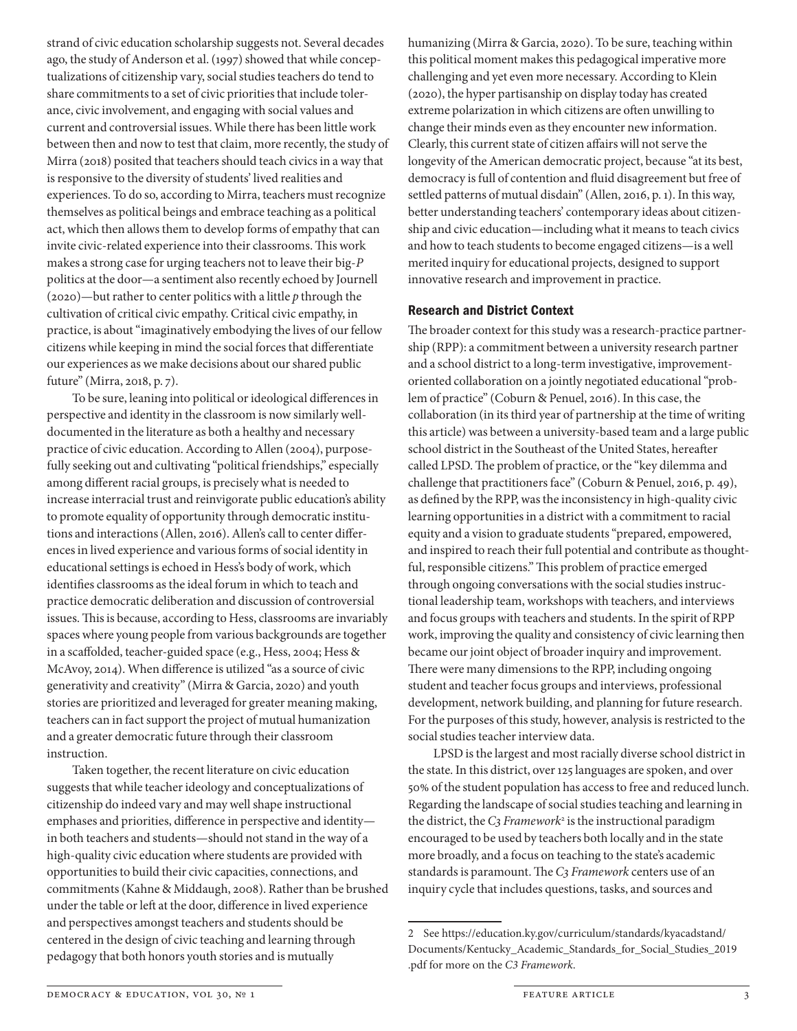strand of civic education scholarship suggests not. Several decades ago, the study of Anderson et al. (1997) showed that while conceptualizations of citizenship vary, social studies teachers do tend to share commitments to a set of civic priorities that include tolerance, civic involvement, and engaging with social values and current and controversial issues. While there has been little work between then and now to test that claim, more recently, the study of Mirra (2018) posited that teachers should teach civics in a way that is responsive to the diversity of students' lived realities and experiences. To do so, according to Mirra, teachers must recognize themselves as political beings and embrace teaching as a political act, which then allows them to develop forms of empathy that can invite civic-related experience into their classrooms. This work makes a strong case for urging teachers not to leave their big-*P* politics at the door—a sentiment also recently echoed by Journell (2020)—but rather to center politics with a little *p* through the cultivation of critical civic empathy. Critical civic empathy, in practice, is about "imaginatively embodying the lives of our fellow citizens while keeping in mind the social forces that differentiate our experiences as we make decisions about our shared public future" (Mirra, 2018, p. 7).

To be sure, leaning into political or ideological differences in perspective and identity in the classroom is now similarly well-documented in the literature as both a healthy and necessary practice of civic education. According to Allen (2004), purposefully seeking out and cultivating "political friendships," especially among different racial groups, is precisely what is needed to increase interracial trust and reinvigorate public education's ability to promote equality of opportunity through democratic institutions and interactions (Allen, 2016). Allen's call to center differences in lived experience and various forms of social identity in educational settings is echoed in Hess's body of work, which identifies classrooms as the ideal forum in which to teach and practice democratic deliberation and discussion of controversial issues. This is because, according to Hess, classrooms are invariably spaces where young people from various backgrounds are together in a scaffolded, teacher-guided space (e.g., Hess, 2004; Hess & McAvoy, 2014). When difference is utilized "as a source of civic generativity and creativity" (Mirra & Garcia, 2020) and youth stories are prioritized and leveraged for greater meaning making, teachers can in fact support the project of mutual humanization and a greater democratic future through their classroom instruction.

Taken together, the recent literature on civic education suggests that while teacher ideology and conceptualizations of citizenship do indeed vary and may well shape instructional emphases and priorities, difference in perspective and identity—in both teachers and students—should not stand in the way of a high-quality civic education where students are provided with opportunities to build their civic capacities, connections, and commitments (Kahne & Middaugh, 2008). Rather than be brushed under the table or left at the door, difference in lived experience and perspectives amongst teachers and students should be centered in the design of civic teaching and learning through pedagogy that both honors youth stories and is mutually humanizing (Mirra & Garcia, 2020). To be sure, teaching within this political moment makes this pedagogical imperative more challenging and yet even more necessary. According to Klein (2020), the hyper partisanship on display today has created extreme polarization in which citizens are often unwilling to change their minds even as they encounter new information. Clearly, this current state of citizen affairs will not serve the longevity of the American democratic project, because "at its best, democracy is full of contention and fluid disagreement but free of settled patterns of mutual disdain" (Allen, 2016, p. 1). In this way, better understanding teachers' contemporary ideas about citizenship and civic education—including what it means to teach civics and how to teach students to become engaged citizens—is a well merited inquiry for educational projects, designed to support innovative research and improvement in practice.

## Research and District Context

The broader context for this study was a research-practice partnership (RPP): a commitment between a university research partner and a school district to a long-term investigative, improvement-oriented collaboration on a jointly negotiated educational "problem of practice" (Coburn & Penuel, 2016). In this case, the collaboration (in its third year of partnership at the time of writing this article) was between a university-based team and a large public school district in the Southeast of the United States, hereafter called LPSD. The problem of practice, or the "key dilemma and challenge that practitioners face" (Coburn & Penuel, 2016, p. 49), as defined by the RPP, was the inconsistency in high-quality civic learning opportunities in a district with a commitment to racial equity and a vision to graduate students "prepared, empowered, and inspired to reach their full potential and contribute as thoughtful, responsible citizens." This problem of practice emerged through ongoing conversations with the social studies instructional leadership team, workshops with teachers, and interviews and focus groups with teachers and students. In the spirit of RPP work, improving the quality and consistency of civic learning then became our joint object of broader inquiry and improvement. There were many dimensions to the RPP, including ongoing student and teacher focus groups and interviews, professional development, network building, and planning for future research. For the purposes of this study, however, analysis is restricted to the social studies teacher interview data.

LPSD is the largest and most racially diverse school district in the state. In this district, over 125 languages are spoken, and over 50% of the student population has access to free and reduced lunch. Regarding the landscape of social studies teaching and learning in the district, the *C3 Framework*[2] is the instructional paradigm encouraged to be used by teachers both locally and in the state more broadly, and a focus on teaching to the state's academic standards is paramount. The *C3 Framework* centers use of an inquiry cycle that includes questions, tasks, and sources and

2 See https://education.ky.gov/curriculum/standards/kyacadstand/Documents/Kentucky_Academic_Standards_for_Social_Studies_2019.pdf for more on the *C3 Framework*.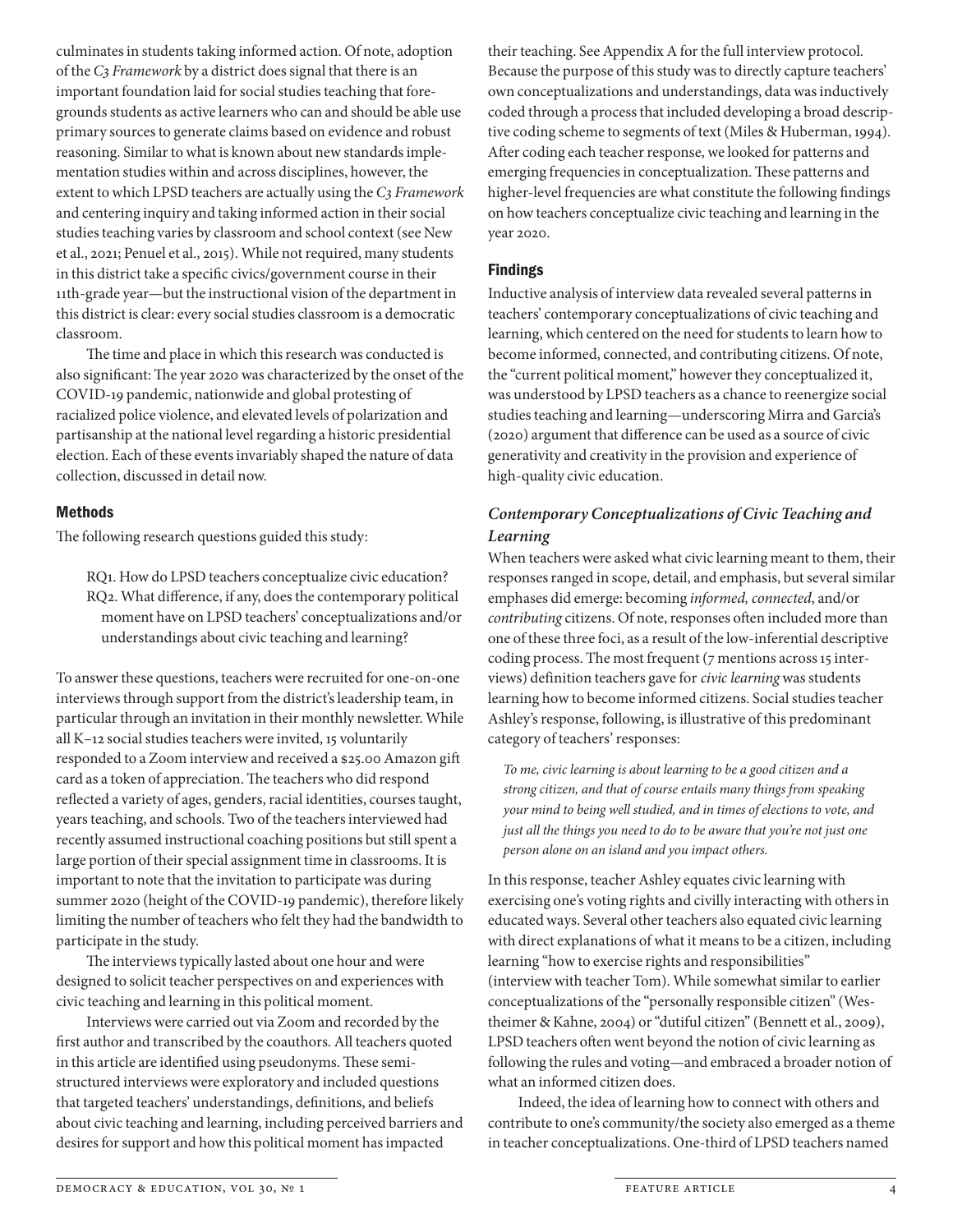culminates in students taking informed action. Of note, adoption of the *C3 Framework* by a district does signal that there is an important foundation laid for social studies teaching that foregrounds students as active learners who can and should be able use primary sources to generate claims based on evidence and robust reasoning. Similar to what is known about new standards implementation studies within and across disciplines, however, the extent to which LPSD teachers are actually using the *C3 Framework* and centering inquiry and taking informed action in their social studies teaching varies by classroom and school context (see New et al., 2021; Penuel et al., 2015). While not required, many students in this district take a specific civics/government course in their 11th-grade year—but the instructional vision of the department in this district is clear: every social studies classroom is a democratic classroom.

The time and place in which this research was conducted is also significant: The year 2020 was characterized by the onset of the COVID-19 pandemic, nationwide and global protesting of racialized police violence, and elevated levels of polarization and partisanship at the national level regarding a historic presidential election. Each of these events invariably shaped the nature of data collection, discussed in detail now.

## Methods

The following research questions guided this study:

> RQ1. How do LPSD teachers conceptualize civic education?
> RQ2. What difference, if any, does the contemporary political moment have on LPSD teachers' conceptualizations and/or understandings about civic teaching and learning?

To answer these questions, teachers were recruited for one-on-one interviews through support from the district's leadership team, in particular through an invitation in their monthly newsletter. While all K–12 social studies teachers were invited, 15 voluntarily responded to a Zoom interview and received a $25.00 Amazon gift card as a token of appreciation. The teachers who did respond reflected a variety of ages, genders, racial identities, courses taught, years teaching, and schools. Two of the teachers interviewed had recently assumed instructional coaching positions but still spent a large portion of their special assignment time in classrooms. It is important to note that the invitation to participate was during summer 2020 (height of the COVID-19 pandemic), therefore likely limiting the number of teachers who felt they had the bandwidth to participate in the study.

The interviews typically lasted about one hour and were designed to solicit teacher perspectives on and experiences with civic teaching and learning in this political moment.

Interviews were carried out via Zoom and recorded by the first author and transcribed by the coauthors. All teachers quoted in this article are identified using pseudonyms. These semi-structured interviews were exploratory and included questions that targeted teachers' understandings, definitions, and beliefs about civic teaching and learning, including perceived barriers and desires for support and how this political moment has impacted their teaching. See Appendix A for the full interview protocol. Because the purpose of this study was to directly capture teachers' own conceptualizations and understandings, data was inductively coded through a process that included developing a broad descriptive coding scheme to segments of text (Miles & Huberman, 1994). After coding each teacher response, we looked for patterns and emerging frequencies in conceptualization. These patterns and higher-level frequencies are what constitute the following findings on how teachers conceptualize civic teaching and learning in the year 2020.

## Findings

Inductive analysis of interview data revealed several patterns in teachers' contemporary conceptualizations of civic teaching and learning, which centered on the need for students to learn how to become informed, connected, and contributing citizens. Of note, the "current political moment," however they conceptualized it, was understood by LPSD teachers as a chance to reenergize social studies teaching and learning—underscoring Mirra and Garcia's (2020) argument that difference can be used as a source of civic generativity and creativity in the provision and experience of high-quality civic education.

### *Contemporary Conceptualizations of Civic Teaching and Learning*

When teachers were asked what civic learning meant to them, their responses ranged in scope, detail, and emphasis, but several similar emphases did emerge: becoming *informed, connected*, and/or *contributing* citizens. Of note, responses often included more than one of these three foci, as a result of the low-inferential descriptive coding process. The most frequent (7 mentions across 15 interviews) definition teachers gave for *civic learning* was students learning how to become informed citizens. Social studies teacher Ashley's response, following, is illustrative of this predominant category of teachers' responses:

> *To me, civic learning is about learning to be a good citizen and a strong citizen, and that of course entails many things from speaking your mind to being well studied, and in times of elections to vote, and just all the things you need to do to be aware that you're not just one person alone on an island and you impact others.*

In this response, teacher Ashley equates civic learning with exercising one's voting rights and civilly interacting with others in educated ways. Several other teachers also equated civic learning with direct explanations of what it means to be a citizen, including learning "how to exercise rights and responsibilities" (interview with teacher Tom). While somewhat similar to earlier conceptualizations of the "personally responsible citizen" (Westheimer & Kahne, 2004) or "dutiful citizen" (Bennett et al., 2009), LPSD teachers often went beyond the notion of civic learning as following the rules and voting—and embraced a broader notion of what an informed citizen does.

Indeed, the idea of learning how to connect with others and contribute to one's community/the society also emerged as a theme in teacher conceptualizations. One-third of LPSD teachers named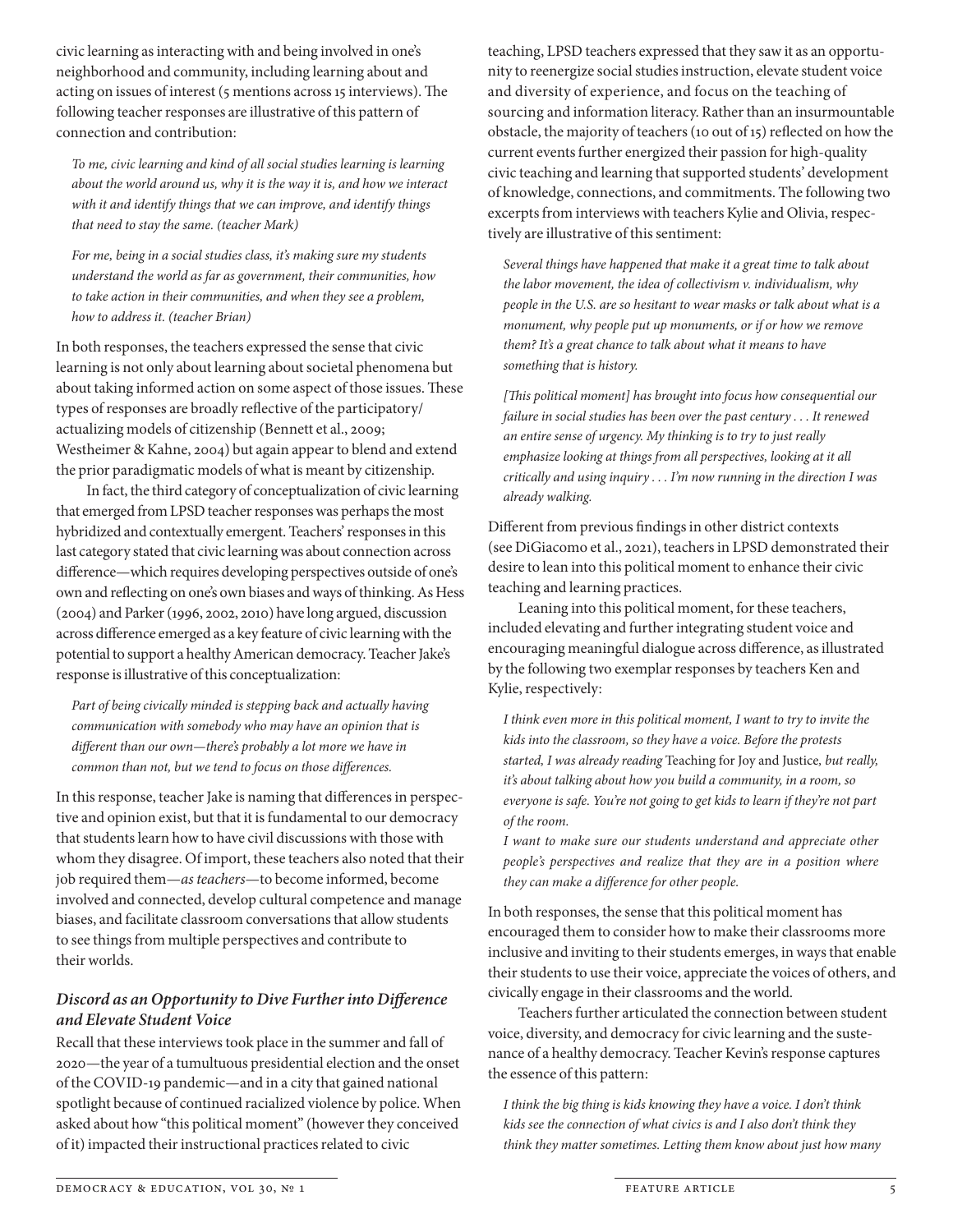civic learning as interacting with and being involved in one's neighborhood and community, including learning about and acting on issues of interest (5 mentions across 15 interviews). The following teacher responses are illustrative of this pattern of connection and contribution:

> *To me, civic learning and kind of all social studies learning is learning about the world around us, why it is the way it is, and how we interact with it and identify things that we can improve, and identify things that need to stay the same. (teacher Mark)*

> *For me, being in a social studies class, it's making sure my students understand the world as far as government, their communities, how to take action in their communities, and when they see a problem, how to address it. (teacher Brian)*

In both responses, the teachers expressed the sense that civic learning is not only about learning about societal phenomena but about taking informed action on some aspect of those issues. These types of responses are broadly reflective of the participatory/actualizing models of citizenship (Bennett et al., 2009; Westheimer & Kahne, 2004) but again appear to blend and extend the prior paradigmatic models of what is meant by citizenship.

In fact, the third category of conceptualization of civic learning that emerged from LPSD teacher responses was perhaps the most hybridized and contextually emergent. Teachers' responses in this last category stated that civic learning was about connection across difference—which requires developing perspectives outside of one's own and reflecting on one's own biases and ways of thinking. As Hess (2004) and Parker (1996, 2002, 2010) have long argued, discussion across difference emerged as a key feature of civic learning with the potential to support a healthy American democracy. Teacher Jake's response is illustrative of this conceptualization:

> *Part of being civically minded is stepping back and actually having communication with somebody who may have an opinion that is different than our own—there's probably a lot more we have in common than not, but we tend to focus on those differences.*

In this response, teacher Jake is naming that differences in perspective and opinion exist, but that it is fundamental to our democracy that students learn how to have civil discussions with those with whom they disagree. Of import, these teachers also noted that their job required them—*as teachers*—to become informed, become involved and connected, develop cultural competence and manage biases, and facilitate classroom conversations that allow students to see things from multiple perspectives and contribute to their worlds.

### *Discord as an Opportunity to Dive Further into Difference and Elevate Student Voice*

Recall that these interviews took place in the summer and fall of 2020—the year of a tumultuous presidential election and the onset of the COVID-19 pandemic—and in a city that gained national spotlight because of continued racialized violence by police. When asked about how "this political moment" (however they conceived of it) impacted their instructional practices related to civic teaching, LPSD teachers expressed that they saw it as an opportunity to reenergize social studies instruction, elevate student voice and diversity of experience, and focus on the teaching of sourcing and information literacy. Rather than an insurmountable obstacle, the majority of teachers (10 out of 15) reflected on how the current events further energized their passion for high-quality civic teaching and learning that supported students' development of knowledge, connections, and commitments. The following two excerpts from interviews with teachers Kylie and Olivia, respectively are illustrative of this sentiment:

> *Several things have happened that make it a great time to talk about the labor movement, the idea of collectivism v. individualism, why people in the U.S. are so hesitant to wear masks or talk about what is a monument, why people put up monuments, or if or how we remove them? It's a great chance to talk about what it means to have something that is history.*

> *[This political moment] has brought into focus how consequential our failure in social studies has been over the past century . . . It renewed an entire sense of urgency. My thinking is to try to just really emphasize looking at things from all perspectives, looking at it all critically and using inquiry . . . I'm now running in the direction I was already walking.*

Different from previous findings in other district contexts (see DiGiacomo et al., 2021), teachers in LPSD demonstrated their desire to lean into this political moment to enhance their civic teaching and learning practices.

Leaning into this political moment, for these teachers, included elevating and further integrating student voice and encouraging meaningful dialogue across difference, as illustrated by the following two exemplar responses by teachers Ken and Kylie, respectively:

> *I think even more in this political moment, I want to try to invite the kids into the classroom, so they have a voice. Before the protests started, I was already reading* Teaching for Joy and Justice*, but really, it's about talking about how you build a community, in a room, so everyone is safe. You're not going to get kids to learn if they're not part of the room.*
>
> *I want to make sure our students understand and appreciate other people's perspectives and realize that they are in a position where they can make a difference for other people.*

In both responses, the sense that this political moment has encouraged them to consider how to make their classrooms more inclusive and inviting to their students emerges, in ways that enable their students to use their voice, appreciate the voices of others, and civically engage in their classrooms and the world.

Teachers further articulated the connection between student voice, diversity, and democracy for civic learning and the sustenance of a healthy democracy. Teacher Kevin's response captures the essence of this pattern:

> *I think the big thing is kids knowing they have a voice. I don't think kids see the connection of what civics is and I also don't think they think they matter sometimes. Letting them know about just how many*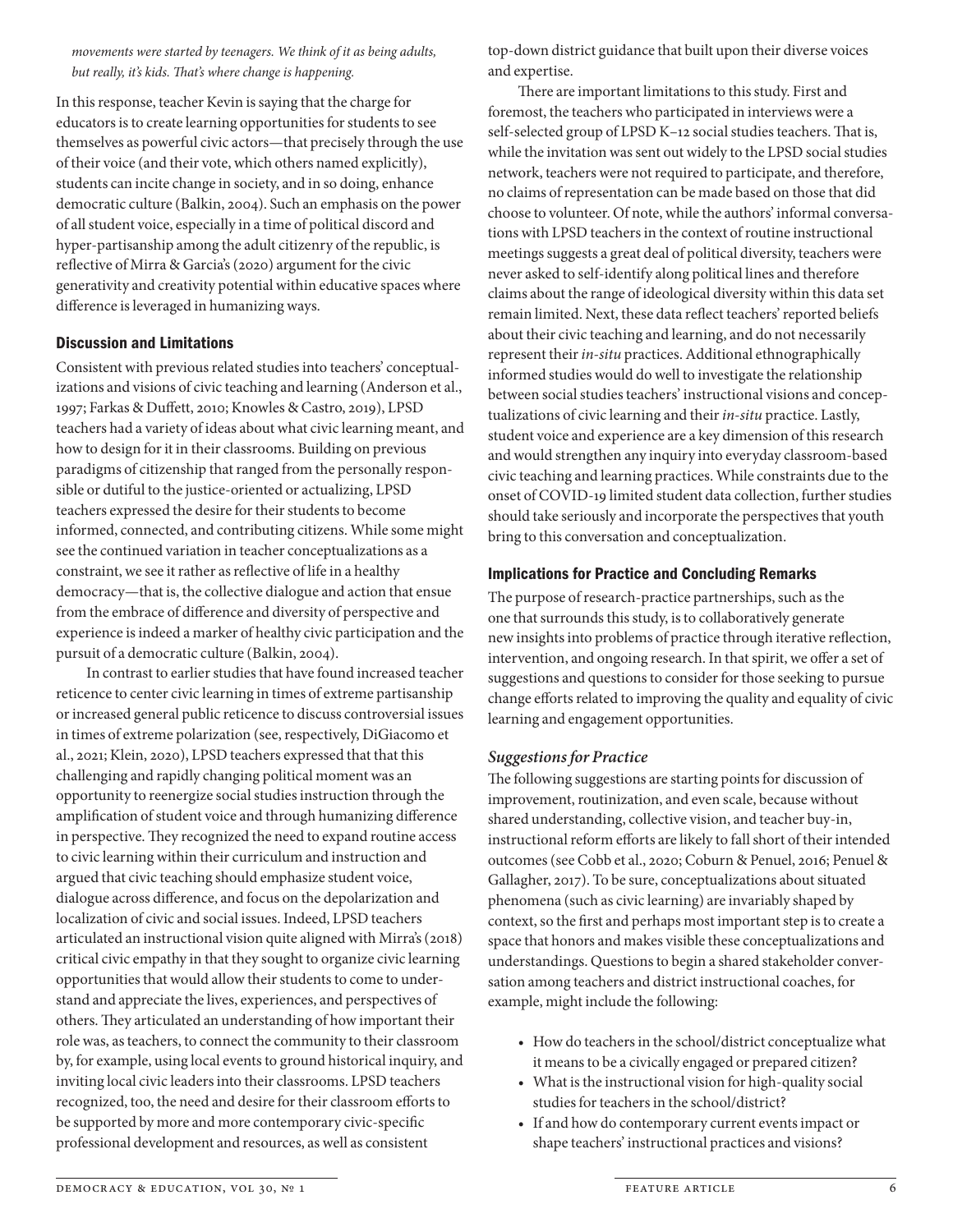*movements were started by teenagers. We think of it as being adults, but really, it's kids. That's where change is happening.*

In this response, teacher Kevin is saying that the charge for educators is to create learning opportunities for students to see themselves as powerful civic actors—that precisely through the use of their voice (and their vote, which others named explicitly), students can incite change in society, and in so doing, enhance democratic culture (Balkin, 2004). Such an emphasis on the power of all student voice, especially in a time of political discord and hyper-partisanship among the adult citizenry of the republic, is reflective of Mirra & Garcia's (2020) argument for the civic generativity and creativity potential within educative spaces where difference is leveraged in humanizing ways.

## Discussion and Limitations

Consistent with previous related studies into teachers' conceptualizations and visions of civic teaching and learning (Anderson et al., 1997; Farkas & Duffett, 2010; Knowles & Castro, 2019), LPSD teachers had a variety of ideas about what civic learning meant, and how to design for it in their classrooms. Building on previous paradigms of citizenship that ranged from the personally responsible or dutiful to the justice-oriented or actualizing, LPSD teachers expressed the desire for their students to become informed, connected, and contributing citizens. While some might see the continued variation in teacher conceptualizations as a constraint, we see it rather as reflective of life in a healthy democracy—that is, the collective dialogue and action that ensue from the embrace of difference and diversity of perspective and experience is indeed a marker of healthy civic participation and the pursuit of a democratic culture (Balkin, 2004).

In contrast to earlier studies that have found increased teacher reticence to center civic learning in times of extreme partisanship or increased general public reticence to discuss controversial issues in times of extreme polarization (see, respectively, DiGiacomo et al., 2021; Klein, 2020), LPSD teachers expressed that that this challenging and rapidly changing political moment was an opportunity to reenergize social studies instruction through the amplification of student voice and through humanizing difference in perspective. They recognized the need to expand routine access to civic learning within their curriculum and instruction and argued that civic teaching should emphasize student voice, dialogue across difference, and focus on the depolarization and localization of civic and social issues. Indeed, LPSD teachers articulated an instructional vision quite aligned with Mirra's (2018) critical civic empathy in that they sought to organize civic learning opportunities that would allow their students to come to understand and appreciate the lives, experiences, and perspectives of others. They articulated an understanding of how important their role was, as teachers, to connect the community to their classroom by, for example, using local events to ground historical inquiry, and inviting local civic leaders into their classrooms. LPSD teachers recognized, too, the need and desire for their classroom efforts to be supported by more and more contemporary civic-specific professional development and resources, as well as consistent top-down district guidance that built upon their diverse voices and expertise.

There are important limitations to this study. First and foremost, the teachers who participated in interviews were a self-selected group of LPSD K–12 social studies teachers. That is, while the invitation was sent out widely to the LPSD social studies network, teachers were not required to participate, and therefore, no claims of representation can be made based on those that did choose to volunteer. Of note, while the authors' informal conversations with LPSD teachers in the context of routine instructional meetings suggests a great deal of political diversity, teachers were never asked to self-identify along political lines and therefore claims about the range of ideological diversity within this data set remain limited. Next, these data reflect teachers' reported beliefs about their civic teaching and learning, and do not necessarily represent their *in-situ* practices. Additional ethnographically informed studies would do well to investigate the relationship between social studies teachers' instructional visions and conceptualizations of civic learning and their *in-situ* practice. Lastly, student voice and experience are a key dimension of this research and would strengthen any inquiry into everyday classroom-based civic teaching and learning practices. While constraints due to the onset of COVID-19 limited student data collection, further studies should take seriously and incorporate the perspectives that youth bring to this conversation and conceptualization.

## Implications for Practice and Concluding Remarks

The purpose of research-practice partnerships, such as the one that surrounds this study, is to collaboratively generate new insights into problems of practice through iterative reflection, intervention, and ongoing research. In that spirit, we offer a set of suggestions and questions to consider for those seeking to pursue change efforts related to improving the quality and equality of civic learning and engagement opportunities.

### *Suggestions for Practice*

The following suggestions are starting points for discussion of improvement, routinization, and even scale, because without shared understanding, collective vision, and teacher buy-in, instructional reform efforts are likely to fall short of their intended outcomes (see Cobb et al., 2020; Coburn & Penuel, 2016; Penuel & Gallagher, 2017). To be sure, conceptualizations about situated phenomena (such as civic learning) are invariably shaped by context, so the first and perhaps most important step is to create a space that honors and makes visible these conceptualizations and understandings. Questions to begin a shared stakeholder conversation among teachers and district instructional coaches, for example, might include the following:

- How do teachers in the school/district conceptualize what it means to be a civically engaged or prepared citizen?
- What is the instructional vision for high-quality social studies for teachers in the school/district?
- If and how do contemporary current events impact or shape teachers' instructional practices and visions?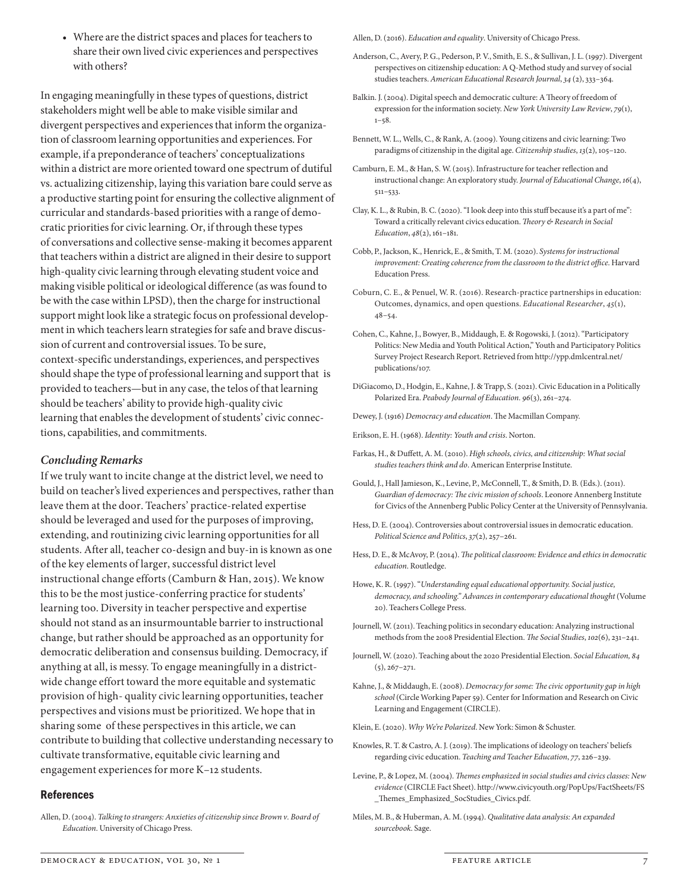- Where are the district spaces and places for teachers to share their own lived civic experiences and perspectives with others?

In engaging meaningfully in these types of questions, district stakeholders might well be able to make visible similar and divergent perspectives and experiences that inform the organization of classroom learning opportunities and experiences. For example, if a preponderance of teachers' conceptualizations within a district are more oriented toward one spectrum of dutiful vs. actualizing citizenship, laying this variation bare could serve as a productive starting point for ensuring the collective alignment of curricular and standards-based priorities with a range of democratic priorities for civic learning. Or, if through these types of conversations and collective sense-making it becomes apparent that teachers within a district are aligned in their desire to support high-quality civic learning through elevating student voice and making visible political or ideological difference (as was found to be with the case within LPSD), then the charge for instructional support might look like a strategic focus on professional development in which teachers learn strategies for safe and brave discussion of current and controversial issues. To be sure, context-specific understandings, experiences, and perspectives should shape the type of professional learning and support that is provided to teachers—but in any case, the telos of that learning should be teachers' ability to provide high-quality civic learning that enables the development of students' civic connections, capabilities, and commitments.

### *Concluding Remarks*

If we truly want to incite change at the district level, we need to build on teacher's lived experiences and perspectives, rather than leave them at the door. Teachers' practice-related expertise should be leveraged and used for the purposes of improving, extending, and routinizing civic learning opportunities for all students. After all, teacher co-design and buy-in is known as one of the key elements of larger, successful district level instructional change efforts (Camburn & Han, 2015). We know this to be the most justice-conferring practice for students' learning too. Diversity in teacher perspective and expertise should not stand as an insurmountable barrier to instructional change, but rather should be approached as an opportunity for democratic deliberation and consensus building. Democracy, if anything at all, is messy. To engage meaningfully in a district-wide change effort toward the more equitable and systematic provision of high- quality civic learning opportunities, teacher perspectives and visions must be prioritized. We hope that in sharing some of these perspectives in this article, we can contribute to building that collective understanding necessary to cultivate transformative, equitable civic learning and engagement experiences for more K–12 students.

## References

Allen, D. (2004). *Talking to strangers: Anxieties of citizenship since Brown v. Board of Education.* University of Chicago Press.

Allen, D. (2016). *Education and equality*. University of Chicago Press.

Anderson, C., Avery, P. G., Pederson, P. V., Smith, E. S., & Sullivan, J. L. (1997). Divergent perspectives on citizenship education: A Q-Method study and survey of social studies teachers. *American Educational Research Journal*, *34* (2), 333–364.

Balkin. J. (2004). Digital speech and democratic culture: A Theory of freedom of expression for the information society. *New York University Law Review*, *79*(1), 1–58.

Bennett, W. L., Wells, C., & Rank, A. (2009). Young citizens and civic learning: Two paradigms of citizenship in the digital age. *Citizenship studies*, *13*(2), 105–120.

Camburn, E. M., & Han, S. W. (2015). Infrastructure for teacher reflection and instructional change: An exploratory study. *Journal of Educational Change*, *16*(4), 511–533.

Clay, K. L., & Rubin, B. C. (2020). "I look deep into this stuff because it's a part of me": Toward a critically relevant civics education. *Theory & Research in Social Education*, *48*(2), 161–181.

Cobb, P., Jackson, K., Henrick, E., & Smith, T. M. (2020). *Systems for instructional improvement: Creating coherence from the classroom to the district office*. Harvard Education Press.

Coburn, C. E., & Penuel, W. R. (2016). Research-practice partnerships in education: Outcomes, dynamics, and open questions. *Educational Researcher*, *45*(1), 48–54.

Cohen, C., Kahne, J., Bowyer, B., Middaugh, E. & Rogowski, J. (2012). "Participatory Politics: New Media and Youth Political Action," Youth and Participatory Politics Survey Project Research Report. Retrieved from http://ypp.dmlcentral.net/publications/107.

DiGiacomo, D., Hodgin, E., Kahne, J. & Trapp, S. (2021). Civic Education in a Politically Polarized Era. *Peabody Journal of Education. 96*(3), 261–274.

Dewey, J. (1916) *Democracy and education*. The Macmillan Company.

Erikson, E. H. (1968). *Identity: Youth and crisis*. Norton.

Farkas, H., & Duffett, A. M. (2010). *High schools, civics, and citizenship: What social studies teachers think and do*. American Enterprise Institute.

Gould, J., Hall Jamieson, K., Levine, P., McConnell, T., & Smith, D. B. (Eds.). (2011). *Guardian of democracy: The civic mission of schools*. Leonore Annenberg Institute for Civics of the Annenberg Public Policy Center at the University of Pennsylvania.

Hess, D. E. (2004). Controversies about controversial issues in democratic education. *Political Science and Politics*, *37*(2), 257–261.

Hess, D. E., & McAvoy, P. (2014). *The political classroom: Evidence and ethics in democratic education*. Routledge.

Howe, K. R. (1997). "*Understanding equal educational opportunity. Social justice, democracy, and schooling*." *Advances in contemporary educational thought* (Volume 20). Teachers College Press.

Journell, W. (2011). Teaching politics in secondary education: Analyzing instructional methods from the 2008 Presidential Election. *The Social Studies*, *102*(6), 231–241.

Journell, W. (2020). Teaching about the 2020 Presidential Election. *Social Education, 84* (5), 267–271.

Kahne, J., & Middaugh, E. (2008). *Democracy for some: The civic opportunity gap in high school* (Circle Working Paper 59). Center for Information and Research on Civic Learning and Engagement (CIRCLE).

Klein, E. (2020). *Why We're Polarized*. New York: Simon & Schuster.

Knowles, R. T. & Castro, A. J. (2019). The implications of ideology on teachers' beliefs regarding civic education. *Teaching and Teacher Education*, *77*, 226–239.

Levine, P., & Lopez, M. (2004). *Themes emphasized in social studies and civics classes: New evidence* (CIRCLE Fact Sheet). http://www.civicyouth.org/PopUps/FactSheets/FS_Themes_Emphasized_SocStudies_Civics.pdf.

Miles, M. B., & Huberman, A. M. (1994). *Qualitative data analysis: An expanded sourcebook*. Sage.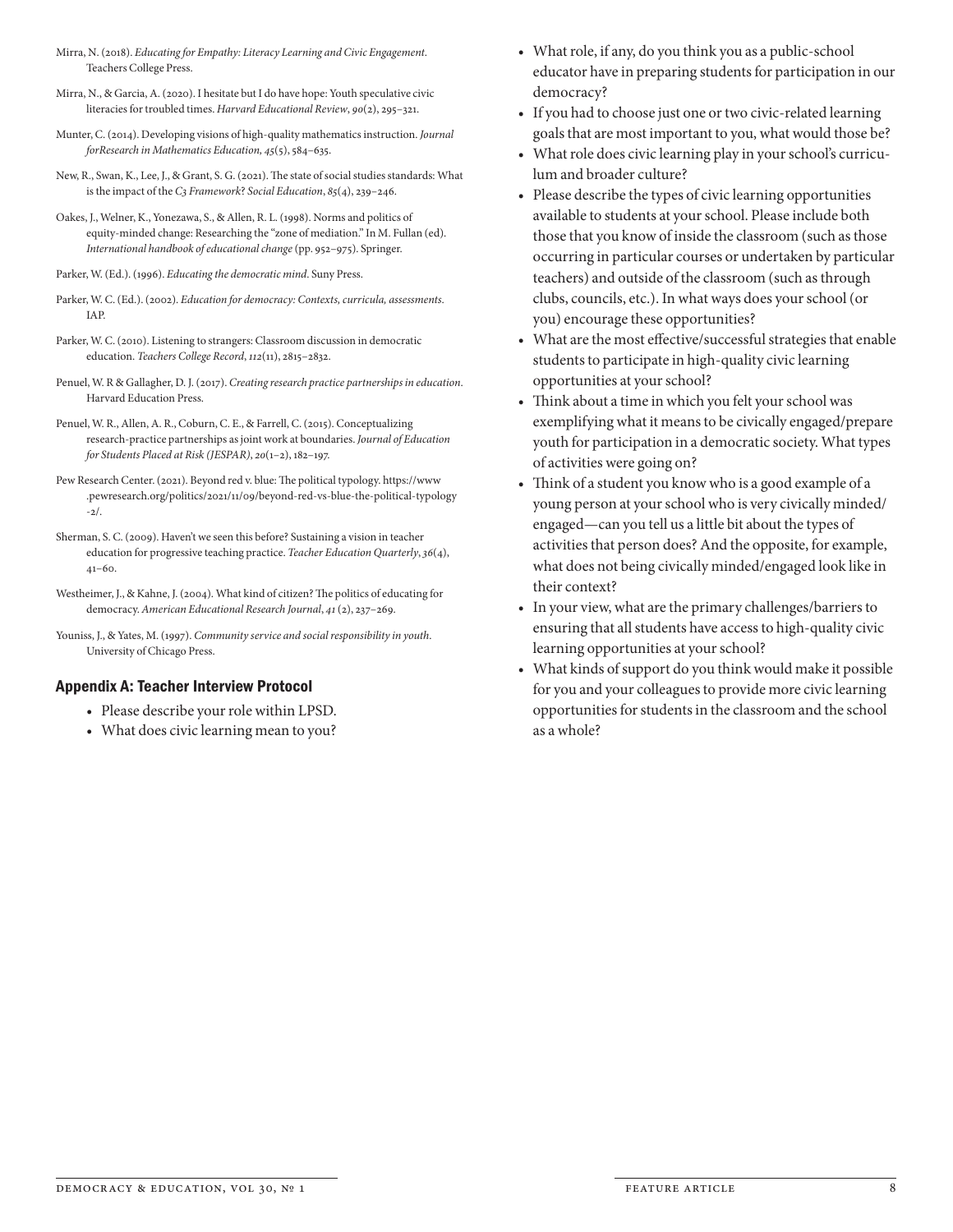Mirra, N. (2018). *Educating for Empathy: Literacy Learning and Civic Engagement*. Teachers College Press.

Mirra, N., & Garcia, A. (2020). I hesitate but I do have hope: Youth speculative civic literacies for troubled times. *Harvard Educational Review*, *90*(2), 295–321.

Munter, C. (2014). Developing visions of high-quality mathematics instruction. *Journal forResearch in Mathematics Education, 45*(5), 584–635.

New, R., Swan, K., Lee, J., & Grant, S. G. (2021). The state of social studies standards: What is the impact of the *C3 Framework*? *Social Education*, *85*(4), 239–246.

Oakes, J., Welner, K., Yonezawa, S., & Allen, R. L. (1998). Norms and politics of equity-minded change: Researching the "zone of mediation." In M. Fullan (ed). *International handbook of educational change* (pp. 952–975). Springer.

Parker, W. (Ed.). (1996). *Educating the democratic mind*. Suny Press.

Parker, W. C. (Ed.). (2002). *Education for democracy: Contexts, curricula, assessments*. IAP.

Parker, W. C. (2010). Listening to strangers: Classroom discussion in democratic education. *Teachers College Record*, *112*(11), 2815–2832.

Penuel, W. R & Gallagher, D. J. (2017). *Creating research practice partnerships in education*. Harvard Education Press.

Penuel, W. R., Allen, A. R., Coburn, C. E., & Farrell, C. (2015). Conceptualizing research-practice partnerships as joint work at boundaries. *Journal of Education for Students Placed at Risk (JESPAR)*, *20*(1–2), 182–197.

Pew Research Center. (2021). Beyond red v. blue: The political typology. https://www.pewresearch.org/politics/2021/11/09/beyond-red-vs-blue-the-political-typology-2/.

Sherman, S. C. (2009). Haven't we seen this before? Sustaining a vision in teacher education for progressive teaching practice. *Teacher Education Quarterly*, *36*(4), 41–60.

Westheimer, J., & Kahne, J. (2004). What kind of citizen? The politics of educating for democracy. *American Educational Research Journal*, *41* (2), 237–269.

Youniss, J., & Yates, M. (1997). *Community service and social responsibility in youth*. University of Chicago Press.

## Appendix A: Teacher Interview Protocol

- Please describe your role within LPSD.
- What does civic learning mean to you?
- What role, if any, do you think you as a public-school educator have in preparing students for participation in our democracy?
- If you had to choose just one or two civic-related learning goals that are most important to you, what would those be?
- What role does civic learning play in your school's curriculum and broader culture?
- Please describe the types of civic learning opportunities available to students at your school. Please include both those that you know of inside the classroom (such as those occurring in particular courses or undertaken by particular teachers) and outside of the classroom (such as through clubs, councils, etc.). In what ways does your school (or you) encourage these opportunities?
- What are the most effective/successful strategies that enable students to participate in high-quality civic learning opportunities at your school?
- Think about a time in which you felt your school was exemplifying what it means to be civically engaged/prepare youth for participation in a democratic society. What types of activities were going on?
- Think of a student you know who is a good example of a young person at your school who is very civically minded/engaged—can you tell us a little bit about the types of activities that person does? And the opposite, for example, what does not being civically minded/engaged look like in their context?
- In your view, what are the primary challenges/barriers to ensuring that all students have access to high-quality civic learning opportunities at your school?
- What kinds of support do you think would make it possible for you and your colleagues to provide more civic learning opportunities for students in the classroom and the school as a whole?